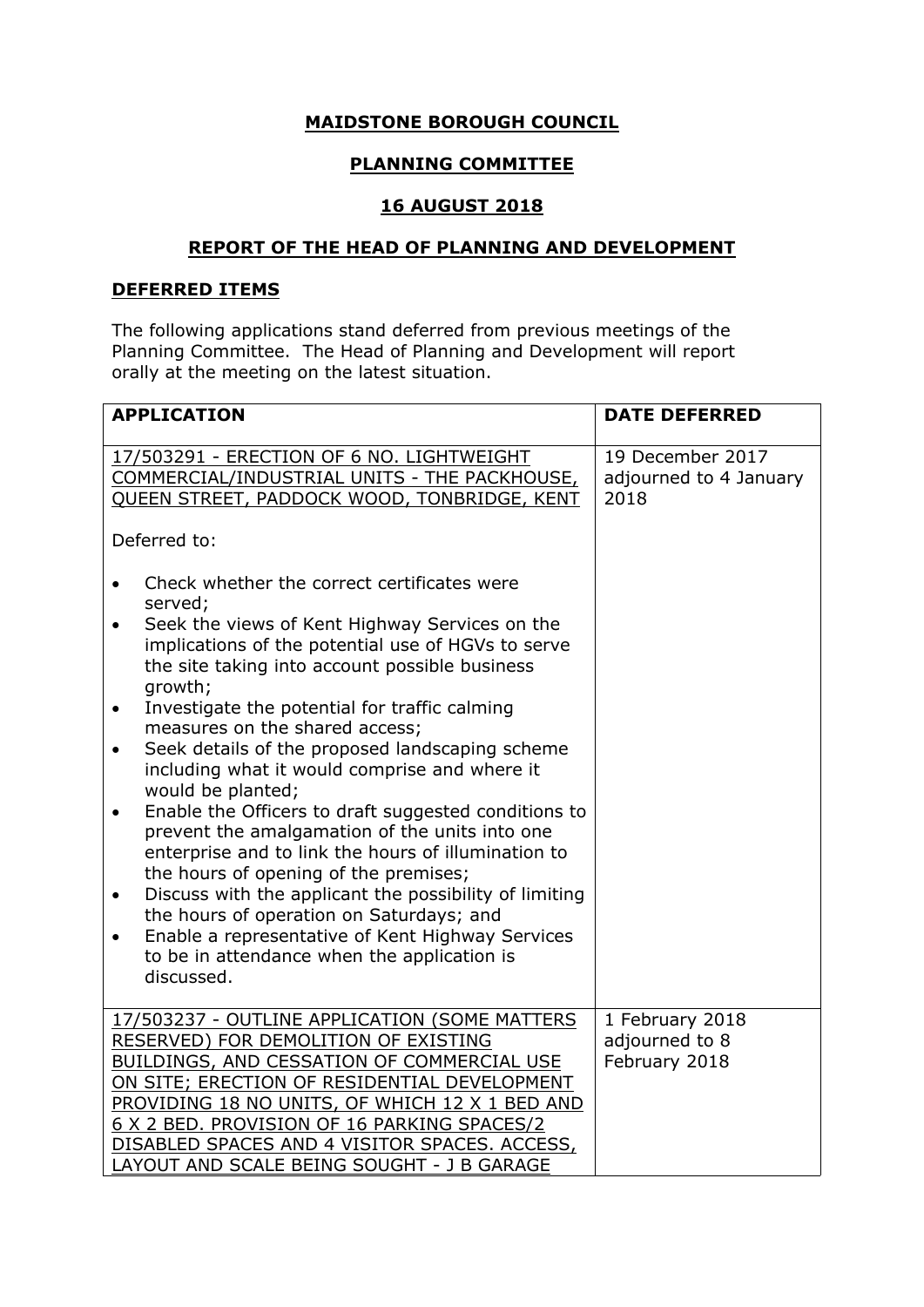**MAIDSTONE BOROUGH COUNCIL**

**PLANNING COMMITTEE**

**16 AUGUST 2018**

**REPORT OF THE HEAD OF PLANNING AND DEVELOPMENT**

**DEFERRED ITEMS**

The following applications stand deferred from previous meetings of the Planning Committee. The Head of Planning and Development will report orally at the meeting on the latest situation.

| APPLICATION | DATE DEFERRED |
|---|---|
| 17/503291 - ERECTION OF 6 NO. LIGHTWEIGHT COMMERCIAL/INDUSTRIAL UNITS - THE PACKHOUSE, QUEEN STREET, PADDOCK WOOD, TONBRIDGE, KENT<br><br>Deferred to:<br><br>• Check whether the correct certificates were served;<br>• Seek the views of Kent Highway Services on the implications of the potential use of HGVs to serve the site taking into account possible business growth;<br>• Investigate the potential for traffic calming measures on the shared access;<br>• Seek details of the proposed landscaping scheme including what it would comprise and where it would be planted;<br>• Enable the Officers to draft suggested conditions to prevent the amalgamation of the units into one enterprise and to link the hours of illumination to the hours of opening of the premises;<br>• Discuss with the applicant the possibility of limiting the hours of operation on Saturdays; and<br>• Enable a representative of Kent Highway Services to be in attendance when the application is discussed. | 19 December 2017 adjourned to 4 January 2018 |
| 17/503237 - OUTLINE APPLICATION (SOME MATTERS RESERVED) FOR DEMOLITION OF EXISTING BUILDINGS, AND CESSATION OF COMMERCIAL USE ON SITE; ERECTION OF RESIDENTIAL DEVELOPMENT PROVIDING 18 NO UNITS, OF WHICH 12 X 1 BED AND 6 X 2 BED. PROVISION OF 16 PARKING SPACES/2 DISABLED SPACES AND 4 VISITOR SPACES. ACCESS, LAYOUT AND SCALE BEING SOUGHT - J B GARAGE | 1 February 2018 adjourned to 8 February 2018 |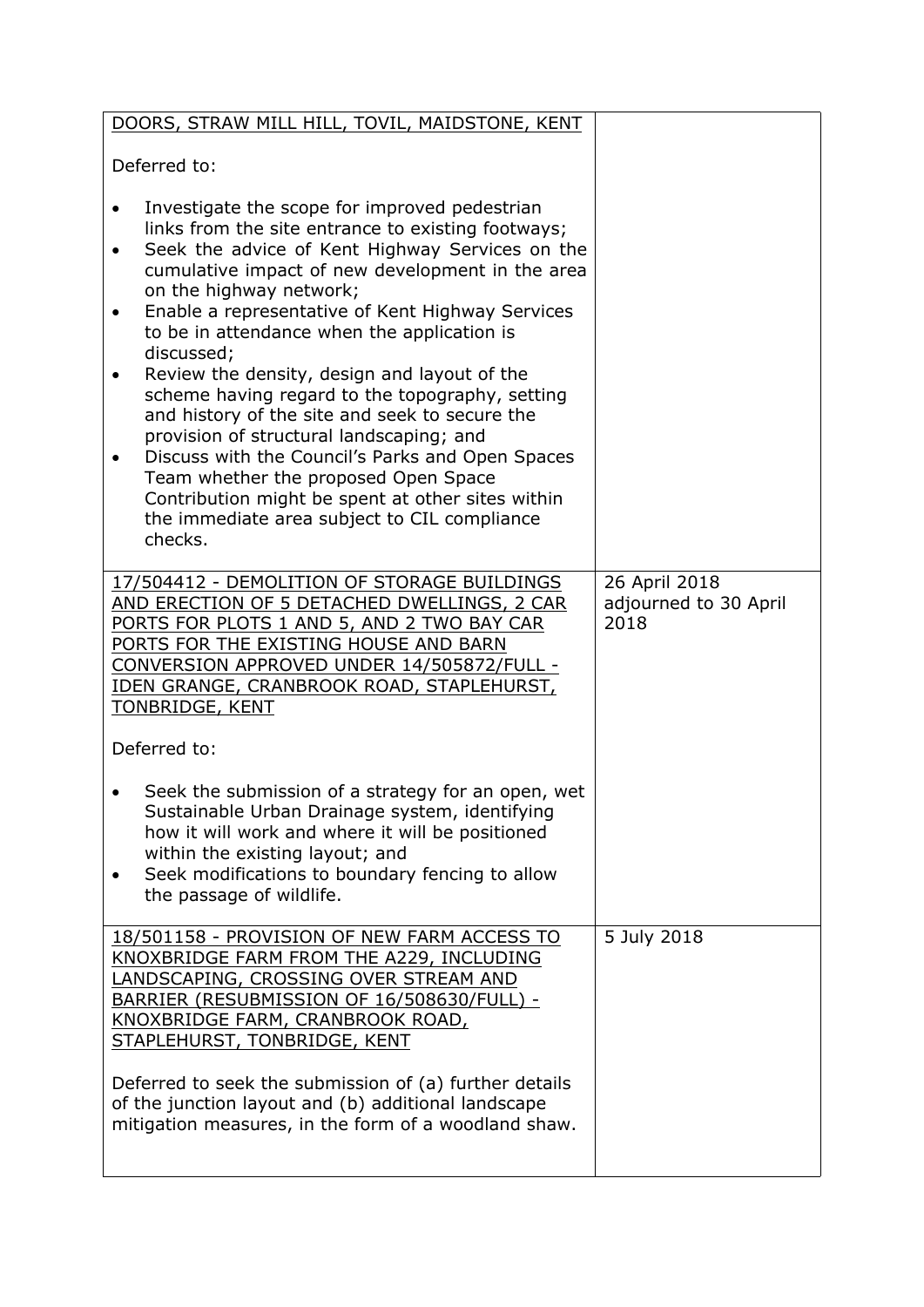| | |
|---|---|
| DOORS, STRAW MILL HILL, TOVIL, MAIDSTONE, KENT<br><br>Deferred to:<br><br>• Investigate the scope for improved pedestrian links from the site entrance to existing footways;<br>• Seek the advice of Kent Highway Services on the cumulative impact of new development in the area on the highway network;<br>• Enable a representative of Kent Highway Services to be in attendance when the application is discussed;<br>• Review the density, design and layout of the scheme having regard to the topography, setting and history of the site and seek to secure the provision of structural landscaping; and<br>• Discuss with the Council's Parks and Open Spaces Team whether the proposed Open Space Contribution might be spent at other sites within the immediate area subject to CIL compliance checks. | |
| 17/504412 - DEMOLITION OF STORAGE BUILDINGS AND ERECTION OF 5 DETACHED DWELLINGS, 2 CAR PORTS FOR PLOTS 1 AND 5, AND 2 TWO BAY CAR PORTS FOR THE EXISTING HOUSE AND BARN CONVERSION APPROVED UNDER 14/505872/FULL - IDEN GRANGE, CRANBROOK ROAD, STAPLEHURST, TONBRIDGE, KENT<br><br>Deferred to:<br><br>• Seek the submission of a strategy for an open, wet Sustainable Urban Drainage system, identifying how it will work and where it will be positioned within the existing layout; and<br>• Seek modifications to boundary fencing to allow the passage of wildlife. | 26 April 2018 adjourned to 30 April 2018 |
| 18/501158 - PROVISION OF NEW FARM ACCESS TO KNOXBRIDGE FARM FROM THE A229, INCLUDING LANDSCAPING, CROSSING OVER STREAM AND BARRIER (RESUBMISSION OF 16/508630/FULL) - KNOXBRIDGE FARM, CRANBROOK ROAD, STAPLEHURST, TONBRIDGE, KENT<br><br>Deferred to seek the submission of (a) further details of the junction layout and (b) additional landscape mitigation measures, in the form of a woodland shaw. | 5 July 2018 |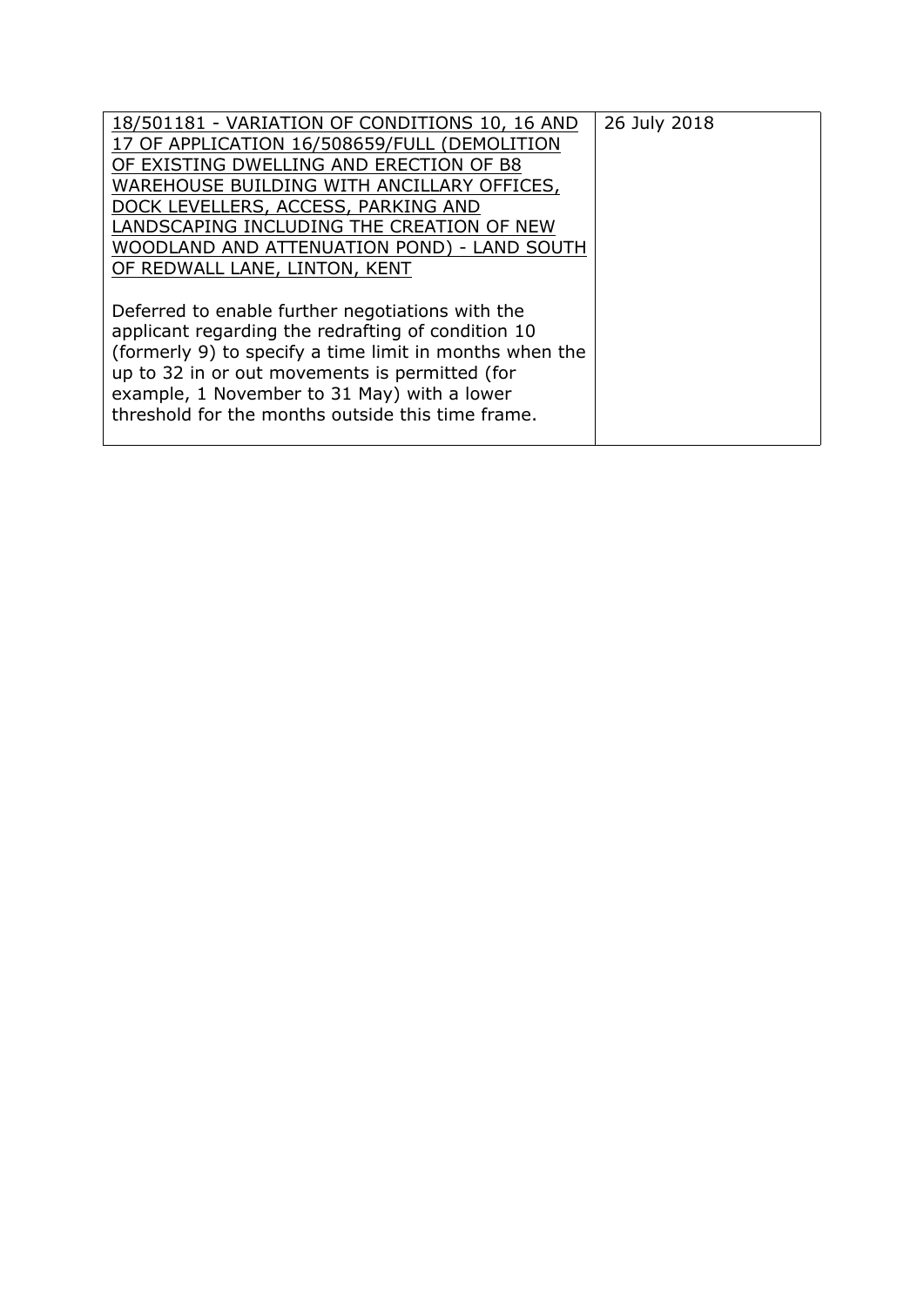| | |
| --- | --- |
| <u>18/501181 - VARIATION OF CONDITIONS 10, 16 AND 17 OF APPLICATION 16/508659/FULL (DEMOLITION OF EXISTING DWELLING AND ERECTION OF B8 WAREHOUSE BUILDING WITH ANCILLARY OFFICES, DOCK LEVELLERS, ACCESS, PARKING AND LANDSCAPING INCLUDING THE CREATION OF NEW WOODLAND AND ATTENUATION POND) - LAND SOUTH OF REDWALL LANE, LINTON, KENT</u><br><br>Deferred to enable further negotiations with the applicant regarding the redrafting of condition 10 (formerly 9) to specify a time limit in months when the up to 32 in or out movements is permitted (for example, 1 November to 31 May) with a lower threshold for the months outside this time frame. | 26 July 2018 |